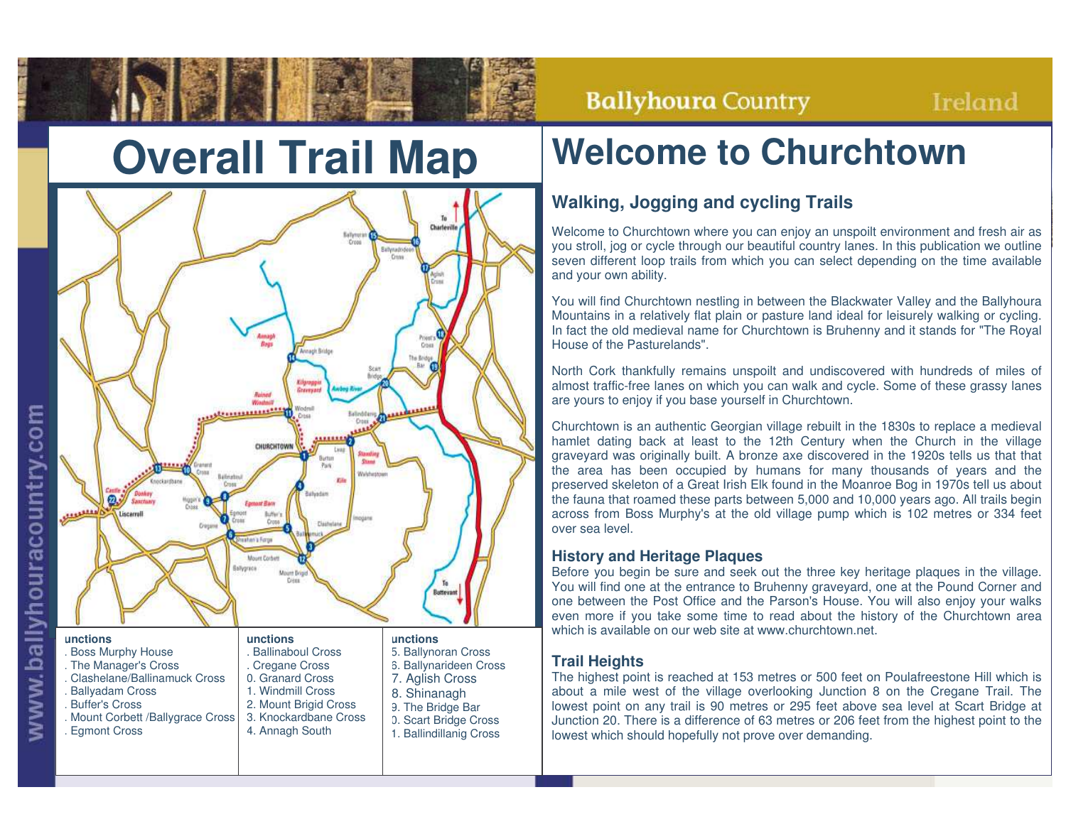# Overall Trail Map

| unctions | unctions | unctions |
|---|---|---|
| . Boss Murphy House | . Ballinaboul Cross | 5. Ballynoran Cross |
| . The Manager's Cross | . Cregane Cross | 6. Ballynarideen Cross |
| . Clashelane/Ballinamuck Cross | 0. Granard Cross | 7. Aglish Cross |
| . Ballyadam Cross | 1. Windmill Cross | 8. Shinanagh |
| . Buffer's Cross | 2. Mount Brigid Cross | 9. The Bridge Bar |
| . Mount Corbett /Ballygrace Cross | 3. Knockardbane Cross | 0. Scart Bridge Cross |
| . Egmont Cross | 4. Annagh South | 1. Ballindillanig Cross |

Ballyhoura Country Ireland

# Welcome to Churchtown

## Walking, Jogging and cycling Trails

Welcome to Churchtown where you can enjoy an unspoilt environment and fresh air as you stroll, jog or cycle through our beautiful country lanes. In this publication we outline seven different loop trails from which you can select depending on the time available and your own ability.

You will find Churchtown nestling in between the Blackwater Valley and the Ballyhoura Mountains in a relatively flat plain or pasture land ideal for leisurely walking or cycling. In fact the old medieval name for Churchtown is Bruhenny and it stands for "The Royal House of the Pasturelands".

North Cork thankfully remains unspoilt and undiscovered with hundreds of miles of almost traffic-free lanes on which you can walk and cycle. Some of these grassy lanes are yours to enjoy if you base yourself in Churchtown.

Churchtown is an authentic Georgian village rebuilt in the 1830s to replace a medieval hamlet dating back at least to the 12th Century when the Church in the village graveyard was originally built. A bronze axe discovered in the 1920s tells us that that the area has been occupied by humans for many thousands of years and the preserved skeleton of a Great Irish Elk found in the Moanroe Bog in 1970s tell us about the fauna that roamed these parts between 5,000 and 10,000 years ago. All trails begin across from Boss Murphy's at the old village pump which is 102 metres or 334 feet over sea level.

### History and Heritage Plaques

Before you begin be sure and seek out the three key heritage plaques in the village. You will find one at the entrance to Bruhenny graveyard, one at the Pound Corner and one between the Post Office and the Parson's House. You will also enjoy your walks even more if you take some time to read about the history of the Churchtown area which is available on our web site at www.churchtown.net.

### Trail Heights

The highest point is reached at 153 metres or 500 feet on Poulafreestone Hill which is about a mile west of the village overlooking Junction 8 on the Cregane Trail. The lowest point on any trail is 90 metres or 295 feet above sea level at Scart Bridge at Junction 20. There is a difference of 63 metres or 206 feet from the highest point to the lowest which should hopefully not prove over demanding.

www.ballyhouracountry.com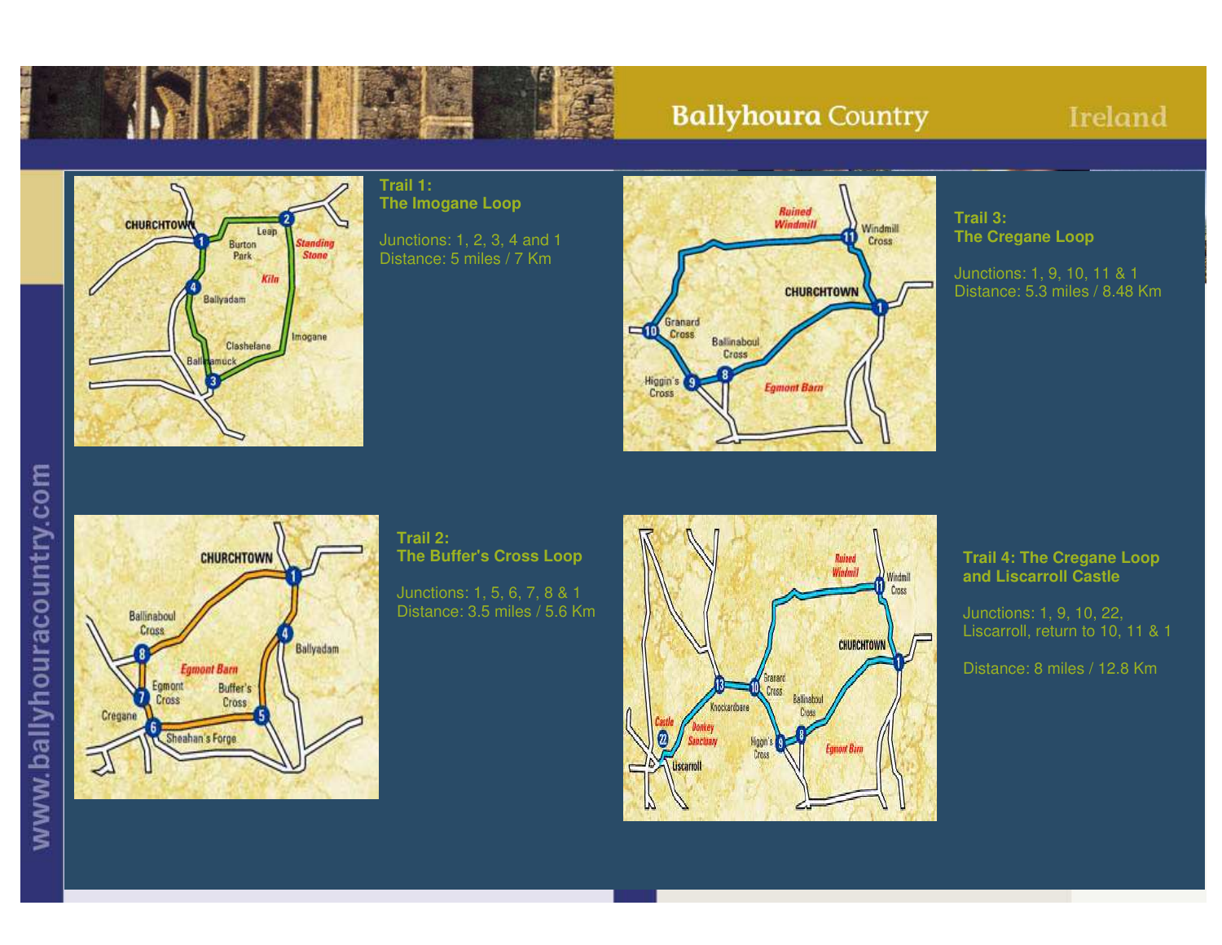## Trail 1: The Imogane Loop

Junctions: 1, 2, 3, 4 and 1
Distance: 5 miles / 7 Km

## Trail 3: The Cregane Loop

Junctions: 1, 9, 10, 11 & 1
Distance: 5.3 miles / 8.48 Km

## Trail 2: The Buffer's Cross Loop

Junctions: 1, 5, 6, 7, 8 & 1
Distance: 3.5 miles / 5.6 Km

## Trail 4: The Cregane Loop and Liscarroll Castle

Junctions: 1, 9, 10, 22, Liscarroll, return to 10, 11 & 1

Distance: 8 miles / 12.8 Km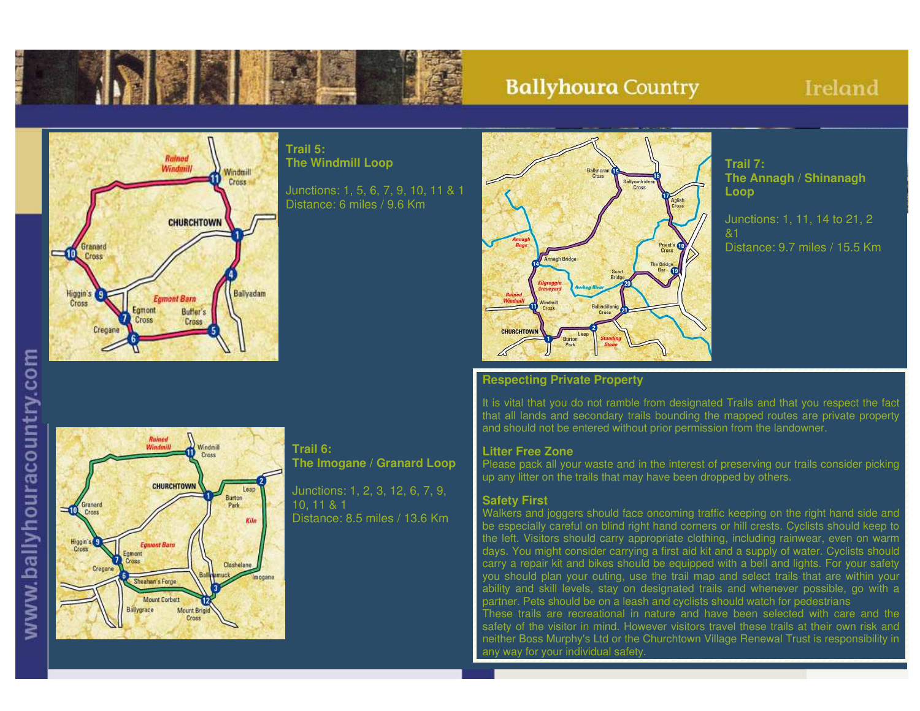Ballyhoura Country Ireland

### Trail 5: The Windmill Loop

Junctions: 1, 5, 6, 7, 9, 10, 11 & 1
Distance: 6 miles / 9.6 Km

### Trail 7: The Annagh / Shinanagh Loop

Junctions: 1, 11, 14 to 21, 2 &1
Distance: 9.7 miles / 15.5 Km

### Trail 6: The Imogane / Granard Loop

Junctions: 1, 2, 3, 12, 6, 7, 9, 10, 11 & 1
Distance: 8.5 miles / 13.6 Km

### Respecting Private Property

It is vital that you do not ramble from designated Trails and that you respect the fact that all lands and secondary trails bounding the mapped routes are private property and should not be entered without prior permission from the landowner.

### Litter Free Zone

Please pack all your waste and in the interest of preserving our trails consider picking up any litter on the trails that may have been dropped by others.

### Safety First

Walkers and joggers should face oncoming traffic keeping on the right hand side and be especially careful on blind right hand corners or hill crests. Cyclists should keep to the left. Visitors should carry appropriate clothing, including rainwear, even on warm days. You might consider carrying a first aid kit and a supply of water. Cyclists should carry a repair kit and bikes should be equipped with a bell and lights. For your safety you should plan your outing, use the trail map and select trails that are within your ability and skill levels, stay on designated trails and whenever possible, go with a partner. Pets should be on a leash and cyclists should watch for pedestrians

These trails are recreational in nature and have been selected with care and the safety of the visitor in mind. However visitors travel these trails at their own risk and neither Boss Murphy's Ltd or the Churchtown Village Renewal Trust is responsibility in any way for your individual safety.

www.ballyhouracountry.com